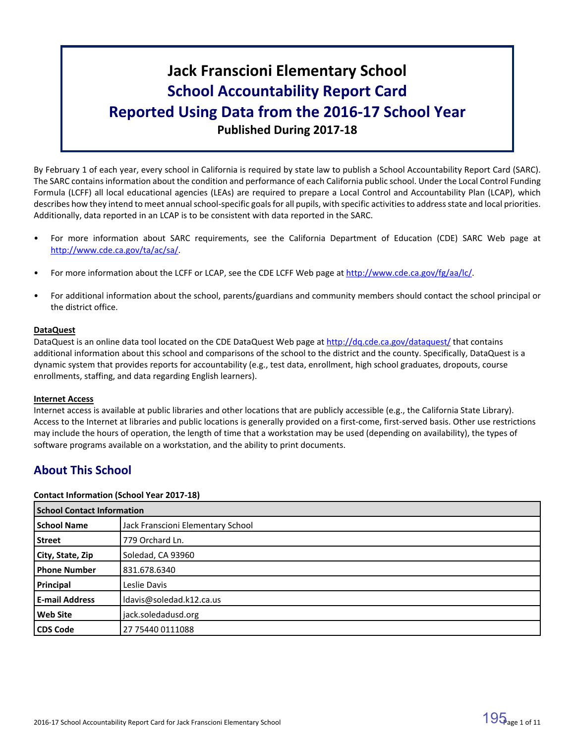# Jack Franscioni Elementary School
# School Accountability Report Card
# Reported Using Data from the 2016-17 School Year
**Published During 2017-18**

By February 1 of each year, every school in California is required by state law to publish a School Accountability Report Card (SARC). The SARC contains information about the condition and performance of each California public school. Under the Local Control Funding Formula (LCFF) all local educational agencies (LEAs) are required to prepare a Local Control and Accountability Plan (LCAP), which describes how they intend to meet annual school-specific goals for all pupils, with specific activities to address state and local priorities. Additionally, data reported in an LCAP is to be consistent with data reported in the SARC.

- For more information about SARC requirements, see the California Department of Education (CDE) SARC Web page at http://www.cde.ca.gov/ta/ac/sa/.
- For more information about the LCFF or LCAP, see the CDE LCFF Web page at http://www.cde.ca.gov/fg/aa/lc/.
- For additional information about the school, parents/guardians and community members should contact the school principal or the district office.

**DataQuest**

DataQuest is an online data tool located on the CDE DataQuest Web page at http://dq.cde.ca.gov/dataquest/ that contains additional information about this school and comparisons of the school to the district and the county. Specifically, DataQuest is a dynamic system that provides reports for accountability (e.g., test data, enrollment, high school graduates, dropouts, course enrollments, staffing, and data regarding English learners).

**Internet Access**

Internet access is available at public libraries and other locations that are publicly accessible (e.g., the California State Library). Access to the Internet at libraries and public locations is generally provided on a first-come, first-served basis. Other use restrictions may include the hours of operation, the length of time that a workstation may be used (depending on availability), the types of software programs available on a workstation, and the ability to print documents.

## About This School

**Contact Information (School Year 2017-18)**

| School Contact Information | |
|---|---|
| **School Name** | Jack Franscioni Elementary School |
| **Street** | 779 Orchard Ln. |
| **City, State, Zip** | Soledad, CA 93960 |
| **Phone Number** | 831.678.6340 |
| **Principal** | Leslie Davis |
| **E-mail Address** | ldavis@soledad.k12.ca.us |
| **Web Site** | jack.soledadusd.org |
| **CDS Code** | 27 75440 0111088 |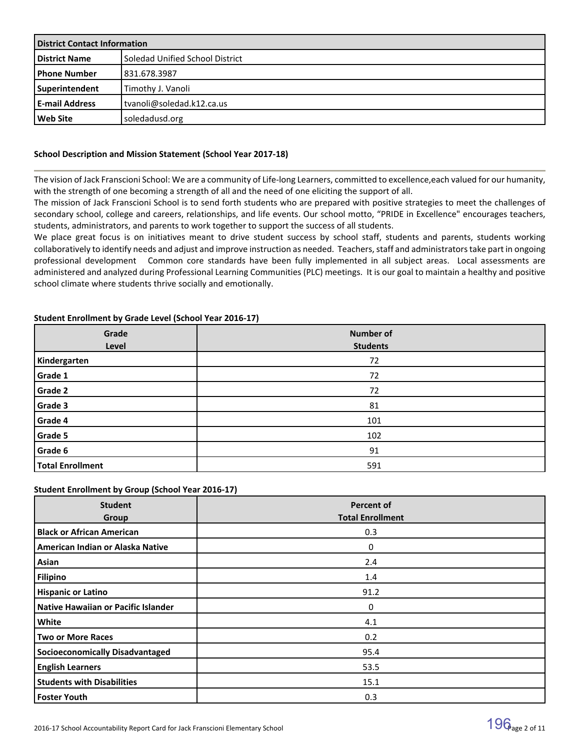| District Contact Information | |
|---|---|
| **District Name** | Soledad Unified School District |
| **Phone Number** | 831.678.3987 |
| **Superintendent** | Timothy J. Vanoli |
| **E-mail Address** | tvanoli@soledad.k12.ca.us |
| **Web Site** | soledadusd.org |

### School Description and Mission Statement (School Year 2017-18)

The vision of Jack Franscioni School: We are a community of Life-long Learners, committed to excellence,each valued for our humanity, with the strength of one becoming a strength of all and the need of one eliciting the support of all.

The mission of Jack Franscioni School is to send forth students who are prepared with positive strategies to meet the challenges of secondary school, college and careers, relationships, and life events. Our school motto, "PRIDE in Excellence" encourages teachers, students, administrators, and parents to work together to support the success of all students.

We place great focus is on initiatives meant to drive student success by school staff, students and parents, students working collaboratively to identify needs and adjust and improve instruction as needed. Teachers, staff and administrators take part in ongoing professional development Common core standards have been fully implemented in all subject areas. Local assessments are administered and analyzed during Professional Learning Communities (PLC) meetings. It is our goal to maintain a healthy and positive school climate where students thrive socially and emotionally.

### Student Enrollment by Grade Level (School Year 2016-17)

| Grade Level | Number of Students |
|---|---|
| **Kindergarten** | 72 |
| **Grade 1** | 72 |
| **Grade 2** | 72 |
| **Grade 3** | 81 |
| **Grade 4** | 101 |
| **Grade 5** | 102 |
| **Grade 6** | 91 |
| **Total Enrollment** | 591 |

### Student Enrollment by Group (School Year 2016-17)

| Student Group | Percent of Total Enrollment |
|---|---|
| **Black or African American** | 0.3 |
| **American Indian or Alaska Native** | 0 |
| **Asian** | 2.4 |
| **Filipino** | 1.4 |
| **Hispanic or Latino** | 91.2 |
| **Native Hawaiian or Pacific Islander** | 0 |
| **White** | 4.1 |
| **Two or More Races** | 0.2 |
| **Socioeconomically Disadvantaged** | 95.4 |
| **English Learners** | 53.5 |
| **Students with Disabilities** | 15.1 |
| **Foster Youth** | 0.3 |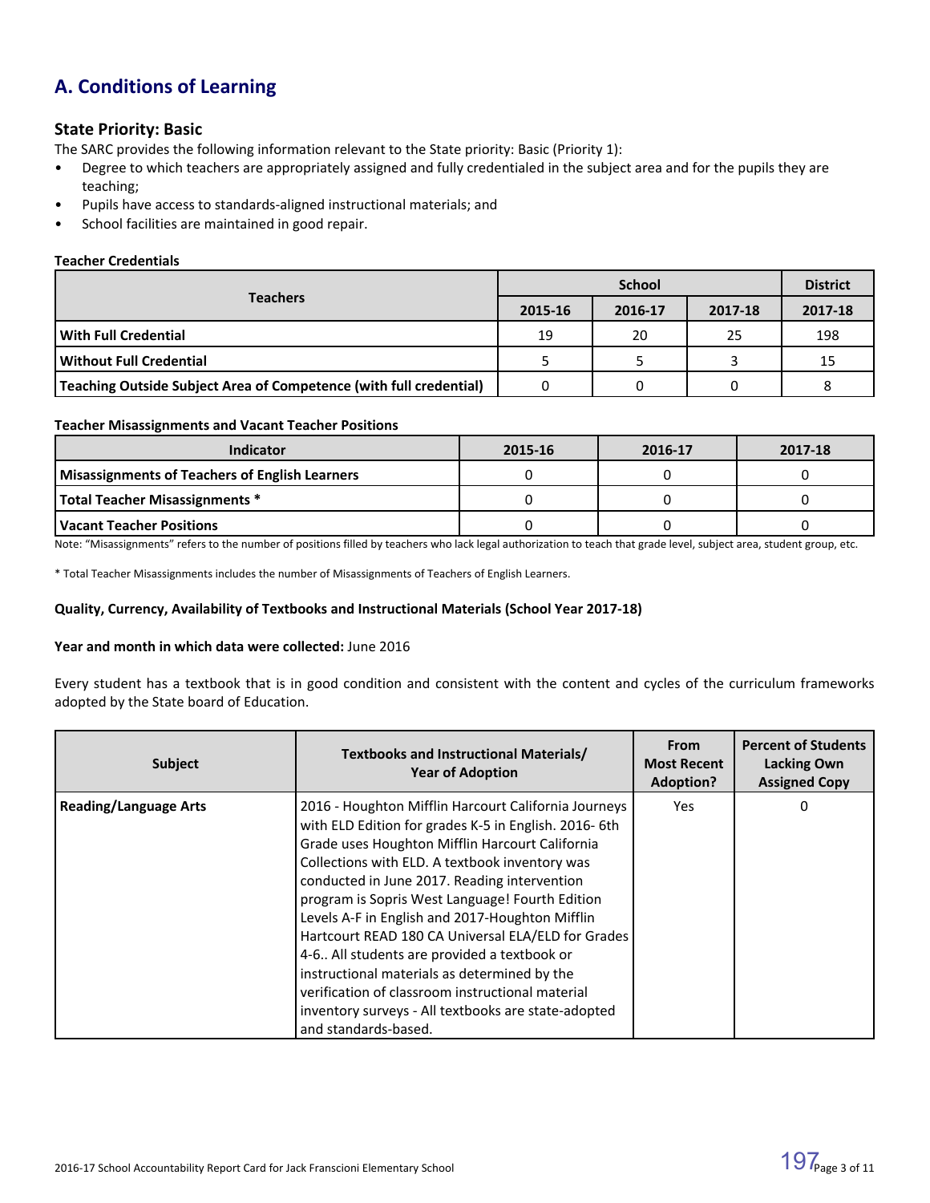## A. Conditions of Learning

### State Priority: Basic

The SARC provides the following information relevant to the State priority: Basic (Priority 1):

- Degree to which teachers are appropriately assigned and fully credentialed in the subject area and for the pupils they are teaching;
- Pupils have access to standards-aligned instructional materials; and
- School facilities are maintained in good repair.

**Teacher Credentials**

| Teachers | School | | | District |
|---|---|---|---|---|
| | 2015-16 | 2016-17 | 2017-18 | 2017-18 |
| **With Full Credential** | 19 | 20 | 25 | 198 |
| **Without Full Credential** | 5 | 5 | 3 | 15 |
| **Teaching Outside Subject Area of Competence (with full credential)** | 0 | 0 | 0 | 8 |

**Teacher Misassignments and Vacant Teacher Positions**

| Indicator | 2015-16 | 2016-17 | 2017-18 |
|---|---|---|---|
| **Misassignments of Teachers of English Learners** | 0 | 0 | 0 |
| **Total Teacher Misassignments *** | 0 | 0 | 0 |
| **Vacant Teacher Positions** | 0 | 0 | 0 |

Note: "Misassignments" refers to the number of positions filled by teachers who lack legal authorization to teach that grade level, subject area, student group, etc.

* Total Teacher Misassignments includes the number of Misassignments of Teachers of English Learners.

**Quality, Currency, Availability of Textbooks and Instructional Materials (School Year 2017-18)**

**Year and month in which data were collected:** June 2016

Every student has a textbook that is in good condition and consistent with the content and cycles of the curriculum frameworks adopted by the State board of Education.

| Subject | Textbooks and Instructional Materials/ Year of Adoption | From Most Recent Adoption? | Percent of Students Lacking Own Assigned Copy |
|---|---|---|---|
| **Reading/Language Arts** | 2016 - Houghton Mifflin Harcourt California Journeys with ELD Edition for grades K-5 in English. 2016- 6th Grade uses Houghton Mifflin Harcourt California Collections with ELD. A textbook inventory was conducted in June 2017. Reading intervention program is Sopris West Language! Fourth Edition Levels A-F in English and 2017-Houghton Mifflin Hartcourt READ 180 CA Universal ELA/ELD for Grades 4-6.. All students are provided a textbook or instructional materials as determined by the verification of classroom instructional material inventory surveys - All textbooks are state-adopted and standards-based. | Yes | 0 |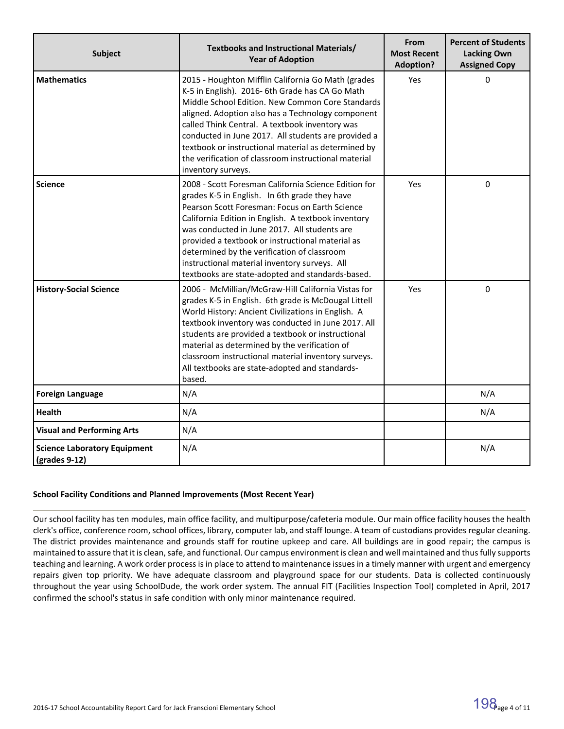| Subject | Textbooks and Instructional Materials/ Year of Adoption | From Most Recent Adoption? | Percent of Students Lacking Own Assigned Copy |
|---|---|---|---|
| **Mathematics** | 2015 - Houghton Mifflin California Go Math (grades K-5 in English). 2016- 6th Grade has CA Go Math Middle School Edition. New Common Core Standards aligned. Adoption also has a Technology component called Think Central. A textbook inventory was conducted in June 2017. All students are provided a textbook or instructional material as determined by the verification of classroom instructional material inventory surveys. | Yes | 0 |
| **Science** | 2008 - Scott Foresman California Science Edition for grades K-5 in English. In 6th grade they have Pearson Scott Foresman: Focus on Earth Science California Edition in English. A textbook inventory was conducted in June 2017. All students are provided a textbook or instructional material as determined by the verification of classroom instructional material inventory surveys. All textbooks are state-adopted and standards-based. | Yes | 0 |
| **History-Social Science** | 2006 - McMillian/McGraw-Hill California Vistas for grades K-5 in English. 6th grade is McDougal Littell World History: Ancient Civilizations in English. A textbook inventory was conducted in June 2017. All students are provided a textbook or instructional material as determined by the verification of classroom instructional material inventory surveys. All textbooks are state-adopted and standards-based. | Yes | 0 |
| **Foreign Language** | N/A | | N/A |
| **Health** | N/A | | N/A |
| **Visual and Performing Arts** | N/A | | |
| **Science Laboratory Equipment (grades 9-12)** | N/A | | N/A |

#### School Facility Conditions and Planned Improvements (Most Recent Year)

Our school facility has ten modules, main office facility, and multipurpose/cafeteria module. Our main office facility houses the health clerk's office, conference room, school offices, library, computer lab, and staff lounge. A team of custodians provides regular cleaning. The district provides maintenance and grounds staff for routine upkeep and care. All buildings are in good repair; the campus is maintained to assure that it is clean, safe, and functional. Our campus environment is clean and well maintained and thus fully supports teaching and learning. A work order process is in place to attend to maintenance issues in a timely manner with urgent and emergency repairs given top priority. We have adequate classroom and playground space for our students. Data is collected continuously throughout the year using SchoolDude, the work order system. The annual FIT (Facilities Inspection Tool) completed in April, 2017 confirmed the school's status in safe condition with only minor maintenance required.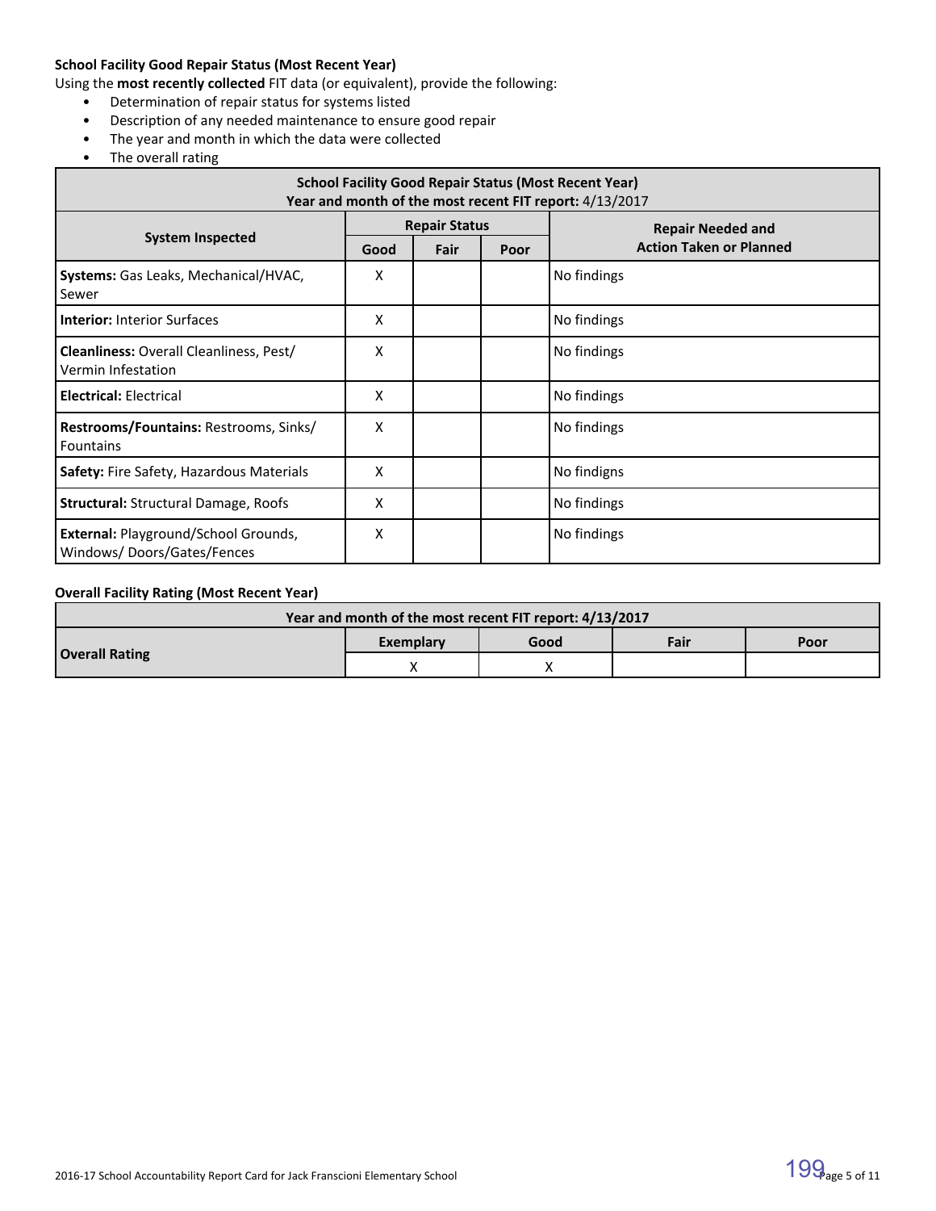**School Facility Good Repair Status (Most Recent Year)**

Using the **most recently collected** FIT data (or equivalent), provide the following:

- Determination of repair status for systems listed
- Description of any needed maintenance to ensure good repair
- The year and month in which the data were collected
- The overall rating

| School Facility Good Repair Status (Most Recent Year)<br>Year and month of the most recent FIT report: 4/13/2017 | | | | |
|---|---|---|---|---|
| **System Inspected** | **Repair Status** | | | **Repair Needed and Action Taken or Planned** |
| | **Good** | **Fair** | **Poor** | |
| **Systems:** Gas Leaks, Mechanical/HVAC, Sewer | X | | | No findings |
| **Interior:** Interior Surfaces | X | | | No findings |
| **Cleanliness:** Overall Cleanliness, Pest/ Vermin Infestation | X | | | No findings |
| **Electrical:** Electrical | X | | | No findings |
| **Restrooms/Fountains:** Restrooms, Sinks/ Fountains | X | | | No findings |
| **Safety:** Fire Safety, Hazardous Materials | X | | | No findigns |
| **Structural:** Structural Damage, Roofs | X | | | No findings |
| **External:** Playground/School Grounds, Windows/ Doors/Gates/Fences | X | | | No findings |

**Overall Facility Rating (Most Recent Year)**

| Year and month of the most recent FIT report: 4/13/2017 | | | | |
|---|---|---|---|---|
| **Overall Rating** | **Exemplary** | **Good** | **Fair** | **Poor** |
| | X | X | | |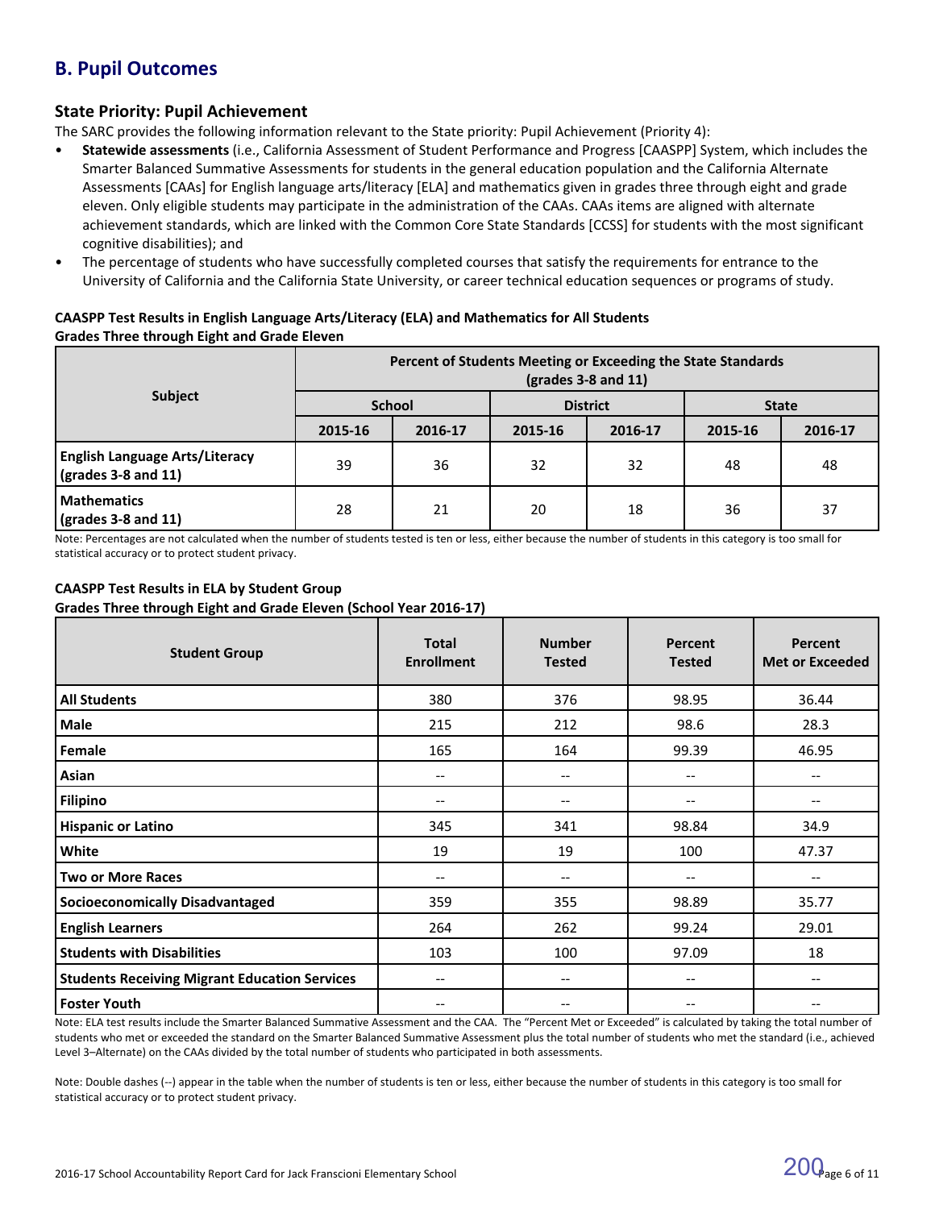## B. Pupil Outcomes

### State Priority: Pupil Achievement

The SARC provides the following information relevant to the State priority: Pupil Achievement (Priority 4):

- **Statewide assessments** (i.e., California Assessment of Student Performance and Progress [CAASPP] System, which includes the Smarter Balanced Summative Assessments for students in the general education population and the California Alternate Assessments [CAAs] for English language arts/literacy [ELA] and mathematics given in grades three through eight and grade eleven. Only eligible students may participate in the administration of the CAAs. CAAs items are aligned with alternate achievement standards, which are linked with the Common Core State Standards [CCSS] for students with the most significant cognitive disabilities); and
- The percentage of students who have successfully completed courses that satisfy the requirements for entrance to the University of California and the California State University, or career technical education sequences or programs of study.

**CAASPP Test Results in English Language Arts/Literacy (ELA) and Mathematics for All Students**
**Grades Three through Eight and Grade Eleven**

| Subject | Percent of Students Meeting or Exceeding the State Standards (grades 3-8 and 11) | | | | | |
|---|---|---|---|---|---|---|
| | School | | District | | State | |
| | 2015-16 | 2016-17 | 2015-16 | 2016-17 | 2015-16 | 2016-17 |
| **English Language Arts/Literacy (grades 3-8 and 11)** | 39 | 36 | 32 | 32 | 48 | 48 |
| **Mathematics (grades 3-8 and 11)** | 28 | 21 | 20 | 18 | 36 | 37 |

Note: Percentages are not calculated when the number of students tested is ten or less, either because the number of students in this category is too small for statistical accuracy or to protect student privacy.

**CAASPP Test Results in ELA by Student Group**
**Grades Three through Eight and Grade Eleven (School Year 2016-17)**

| Student Group | Total Enrollment | Number Tested | Percent Tested | Percent Met or Exceeded |
|---|---|---|---|---|
| **All Students** | 380 | 376 | 98.95 | 36.44 |
| **Male** | 215 | 212 | 98.6 | 28.3 |
| **Female** | 165 | 164 | 99.39 | 46.95 |
| **Asian** | -- | -- | -- | -- |
| **Filipino** | -- | -- | -- | -- |
| **Hispanic or Latino** | 345 | 341 | 98.84 | 34.9 |
| **White** | 19 | 19 | 100 | 47.37 |
| **Two or More Races** | -- | -- | -- | -- |
| **Socioeconomically Disadvantaged** | 359 | 355 | 98.89 | 35.77 |
| **English Learners** | 264 | 262 | 99.24 | 29.01 |
| **Students with Disabilities** | 103 | 100 | 97.09 | 18 |
| **Students Receiving Migrant Education Services** | -- | -- | -- | -- |
| **Foster Youth** | -- | -- | -- | -- |

Note: ELA test results include the Smarter Balanced Summative Assessment and the CAA. The "Percent Met or Exceeded" is calculated by taking the total number of students who met or exceeded the standard on the Smarter Balanced Summative Assessment plus the total number of students who met the standard (i.e., achieved Level 3–Alternate) on the CAAs divided by the total number of students who participated in both assessments.

Note: Double dashes (--) appear in the table when the number of students is ten or less, either because the number of students in this category is too small for statistical accuracy or to protect student privacy.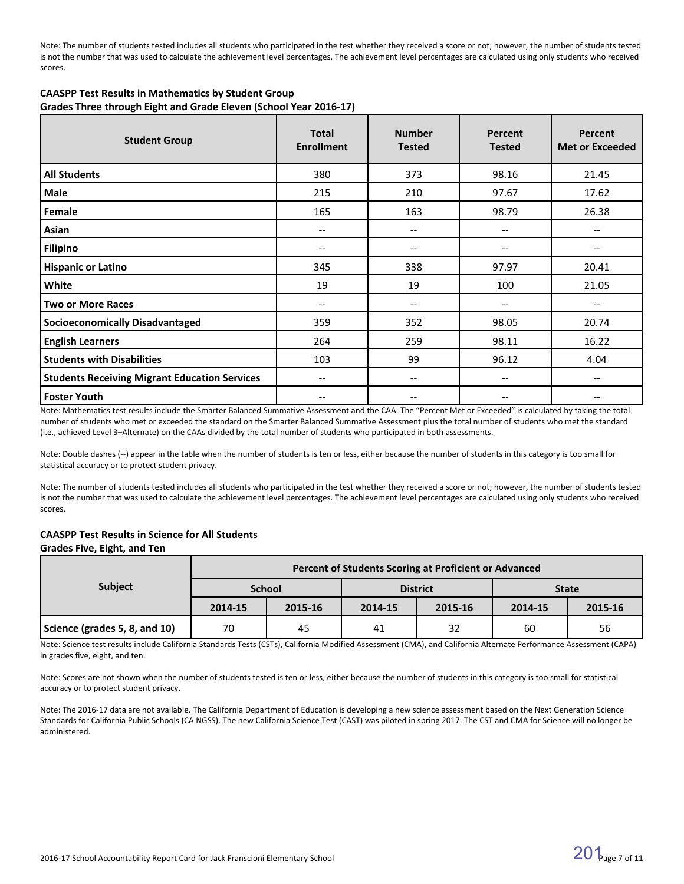Note: The number of students tested includes all students who participated in the test whether they received a score or not; however, the number of students tested is not the number that was used to calculate the achievement level percentages. The achievement level percentages are calculated using only students who received scores.

**CAASPP Test Results in Mathematics by Student Group**
**Grades Three through Eight and Grade Eleven (School Year 2016-17)**

| Student Group | Total Enrollment | Number Tested | Percent Tested | Percent Met or Exceeded |
|---|---|---|---|---|
| **All Students** | 380 | 373 | 98.16 | 21.45 |
| **Male** | 215 | 210 | 97.67 | 17.62 |
| **Female** | 165 | 163 | 98.79 | 26.38 |
| **Asian** | -- | -- | -- | -- |
| **Filipino** | -- | -- | -- | -- |
| **Hispanic or Latino** | 345 | 338 | 97.97 | 20.41 |
| **White** | 19 | 19 | 100 | 21.05 |
| **Two or More Races** | -- | -- | -- | -- |
| **Socioeconomically Disadvantaged** | 359 | 352 | 98.05 | 20.74 |
| **English Learners** | 264 | 259 | 98.11 | 16.22 |
| **Students with Disabilities** | 103 | 99 | 96.12 | 4.04 |
| **Students Receiving Migrant Education Services** | -- | -- | -- | -- |
| **Foster Youth** | -- | -- | -- | -- |

Note: Mathematics test results include the Smarter Balanced Summative Assessment and the CAA. The "Percent Met or Exceeded" is calculated by taking the total number of students who met or exceeded the standard on the Smarter Balanced Summative Assessment plus the total number of students who met the standard (i.e., achieved Level 3–Alternate) on the CAAs divided by the total number of students who participated in both assessments.

Note: Double dashes (--) appear in the table when the number of students is ten or less, either because the number of students in this category is too small for statistical accuracy or to protect student privacy.

Note: The number of students tested includes all students who participated in the test whether they received a score or not; however, the number of students tested is not the number that was used to calculate the achievement level percentages. The achievement level percentages are calculated using only students who received scores.

**CAASPP Test Results in Science for All Students**
**Grades Five, Eight, and Ten**

| Subject | Percent of Students Scoring at Proficient or Advanced | | | | | |
|---|---|---|---|---|---|---|
| | School | | District | | State | |
| | 2014-15 | 2015-16 | 2014-15 | 2015-16 | 2014-15 | 2015-16 |
| **Science (grades 5, 8, and 10)** | 70 | 45 | 41 | 32 | 60 | 56 |

Note: Science test results include California Standards Tests (CSTs), California Modified Assessment (CMA), and California Alternate Performance Assessment (CAPA) in grades five, eight, and ten.

Note: Scores are not shown when the number of students tested is ten or less, either because the number of students in this category is too small for statistical accuracy or to protect student privacy.

Note: The 2016-17 data are not available. The California Department of Education is developing a new science assessment based on the Next Generation Science Standards for California Public Schools (CA NGSS). The new California Science Test (CAST) was piloted in spring 2017. The CST and CMA for Science will no longer be administered.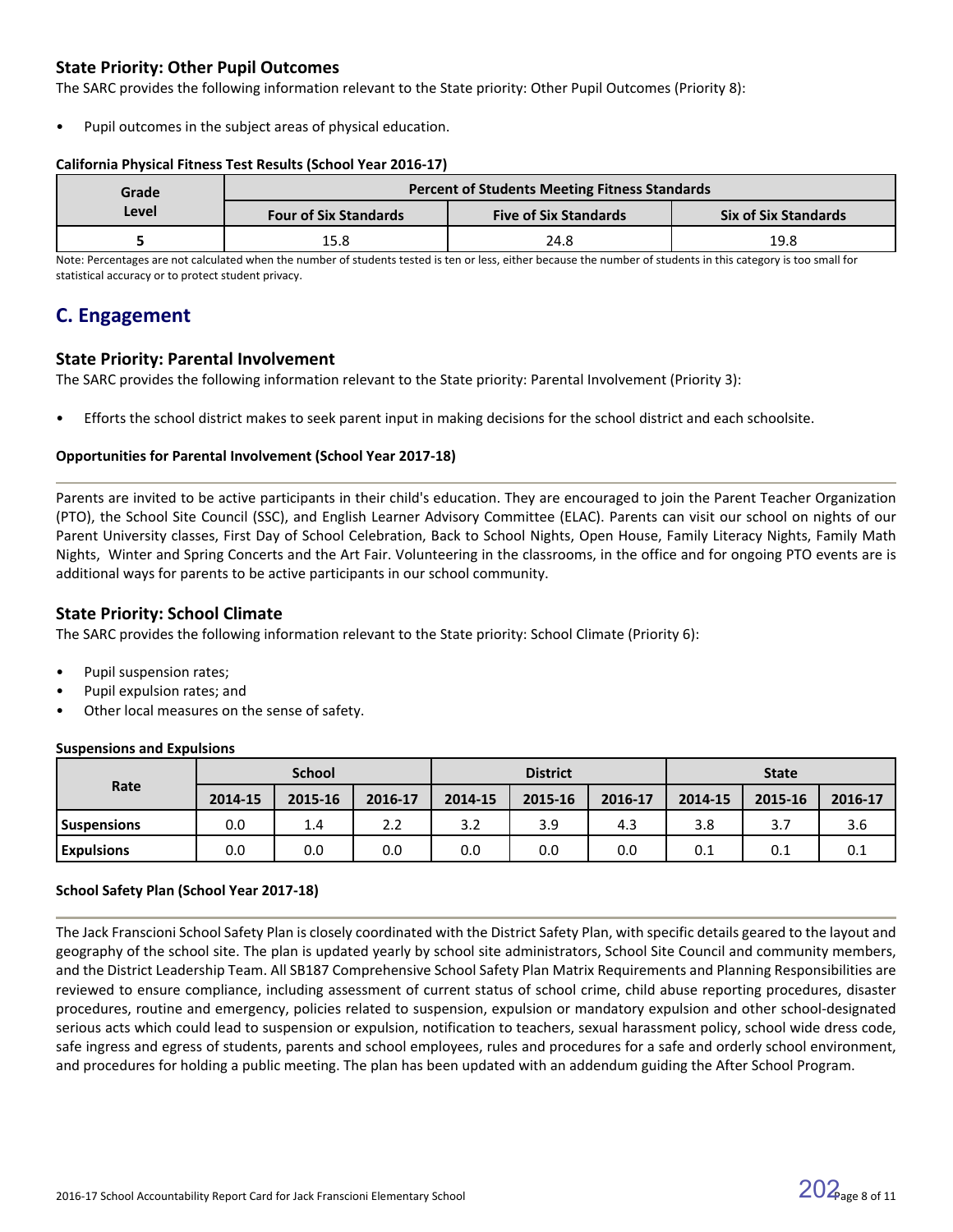### State Priority: Other Pupil Outcomes

The SARC provides the following information relevant to the State priority: Other Pupil Outcomes (Priority 8):

- Pupil outcomes in the subject areas of physical education.

**California Physical Fitness Test Results (School Year 2016-17)**

| Grade Level | Percent of Students Meeting Fitness Standards | | |
|---|---|---|---|
| | Four of Six Standards | Five of Six Standards | Six of Six Standards |
| 5 | 15.8 | 24.8 | 19.8 |

Note: Percentages are not calculated when the number of students tested is ten or less, either because the number of students in this category is too small for statistical accuracy or to protect student privacy.

## C. Engagement

### State Priority: Parental Involvement

The SARC provides the following information relevant to the State priority: Parental Involvement (Priority 3):

- Efforts the school district makes to seek parent input in making decisions for the school district and each schoolsite.

**Opportunities for Parental Involvement (School Year 2017-18)**

Parents are invited to be active participants in their child's education. They are encouraged to join the Parent Teacher Organization (PTO), the School Site Council (SSC), and English Learner Advisory Committee (ELAC). Parents can visit our school on nights of our Parent University classes, First Day of School Celebration, Back to School Nights, Open House, Family Literacy Nights, Family Math Nights, Winter and Spring Concerts and the Art Fair. Volunteering in the classrooms, in the office and for ongoing PTO events are is additional ways for parents to be active participants in our school community.

### State Priority: School Climate

The SARC provides the following information relevant to the State priority: School Climate (Priority 6):

- Pupil suspension rates;
- Pupil expulsion rates; and
- Other local measures on the sense of safety.

**Suspensions and Expulsions**

| Rate | School | | | District | | | State | | |
|---|---|---|---|---|---|---|---|---|---|
| | 2014-15 | 2015-16 | 2016-17 | 2014-15 | 2015-16 | 2016-17 | 2014-15 | 2015-16 | 2016-17 |
| Suspensions | 0.0 | 1.4 | 2.2 | 3.2 | 3.9 | 4.3 | 3.8 | 3.7 | 3.6 |
| Expulsions | 0.0 | 0.0 | 0.0 | 0.0 | 0.0 | 0.0 | 0.1 | 0.1 | 0.1 |

**School Safety Plan (School Year 2017-18)**

The Jack Franscioni School Safety Plan is closely coordinated with the District Safety Plan, with specific details geared to the layout and geography of the school site. The plan is updated yearly by school site administrators, School Site Council and community members, and the District Leadership Team. All SB187 Comprehensive School Safety Plan Matrix Requirements and Planning Responsibilities are reviewed to ensure compliance, including assessment of current status of school crime, child abuse reporting procedures, disaster procedures, routine and emergency, policies related to suspension, expulsion or mandatory expulsion and other school-designated serious acts which could lead to suspension or expulsion, notification to teachers, sexual harassment policy, school wide dress code, safe ingress and egress of students, parents and school employees, rules and procedures for a safe and orderly school environment, and procedures for holding a public meeting. The plan has been updated with an addendum guiding the After School Program.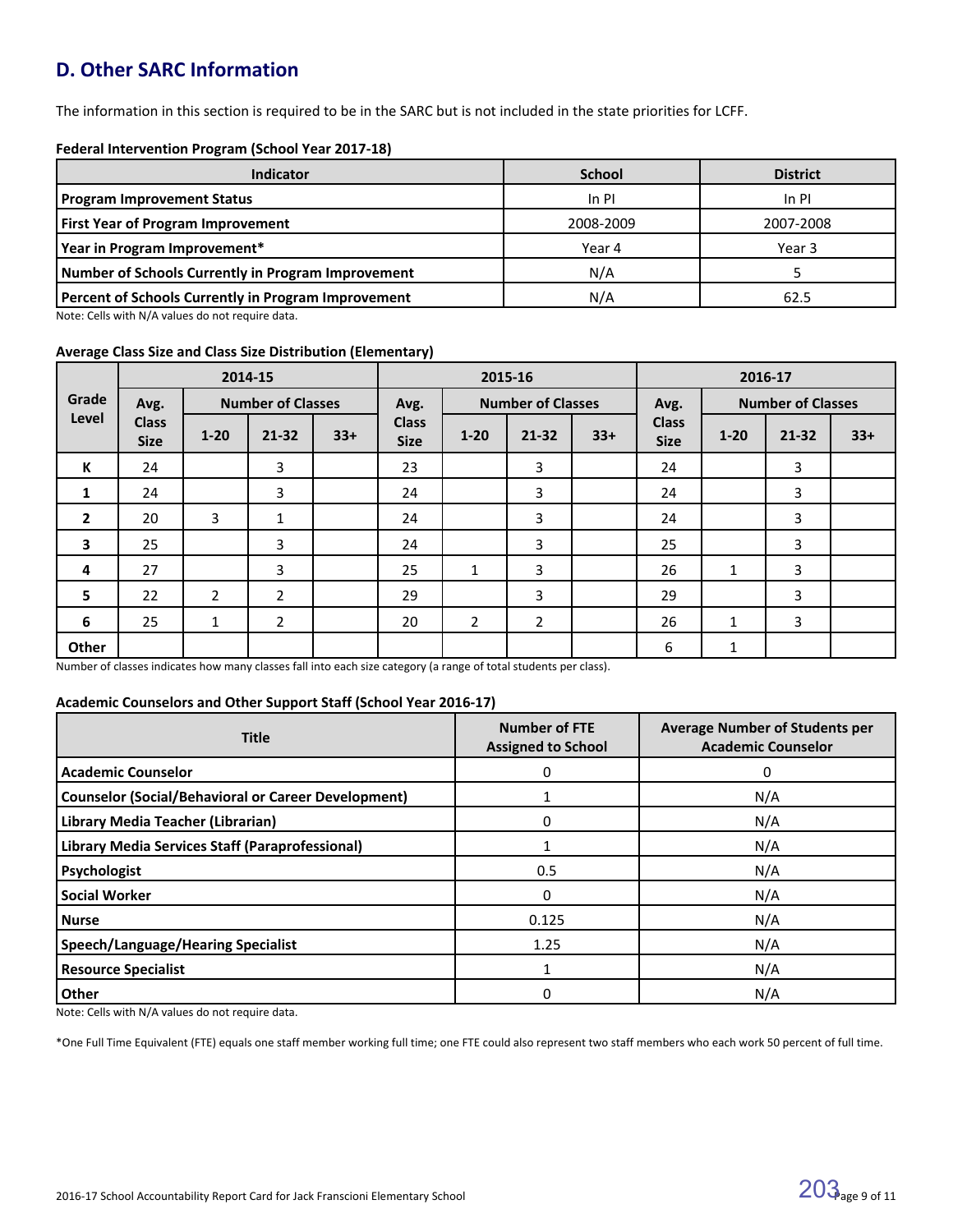## D. Other SARC Information

The information in this section is required to be in the SARC but is not included in the state priorities for LCFF.

**Federal Intervention Program (School Year 2017-18)**

| Indicator | School | District |
|---|---|---|
| Program Improvement Status | In PI | In PI |
| First Year of Program Improvement | 2008-2009 | 2007-2008 |
| Year in Program Improvement* | Year 4 | Year 3 |
| Number of Schools Currently in Program Improvement | N/A | 5 |
| Percent of Schools Currently in Program Improvement | N/A | 62.5 |

Note: Cells with N/A values do not require data.

**Average Class Size and Class Size Distribution (Elementary)**

| Grade Level | 2014-15 | | | | 2015-16 | | | | 2016-17 | | | |
|---|---|---|---|---|---|---|---|---|---|---|---|---|
| | Avg. Class Size | Number of Classes | | | Avg. Class Size | Number of Classes | | | Avg. Class Size | Number of Classes | | |
| | | 1-20 | 21-32 | 33+ | | 1-20 | 21-32 | 33+ | | 1-20 | 21-32 | 33+ |
| K | 24 | | 3 | | 23 | | 3 | | 24 | | 3 | |
| 1 | 24 | | 3 | | 24 | | 3 | | 24 | | 3 | |
| 2 | 20 | 3 | 1 | | 24 | | 3 | | 24 | | 3 | |
| 3 | 25 | | 3 | | 24 | | 3 | | 25 | | 3 | |
| 4 | 27 | | 3 | | 25 | 1 | 3 | | 26 | 1 | 3 | |
| 5 | 22 | 2 | 2 | | 29 | | 3 | | 29 | | 3 | |
| 6 | 25 | 1 | 2 | | 20 | 2 | 2 | | 26 | 1 | 3 | |
| Other | | | | | | | | | 6 | 1 | | |

Number of classes indicates how many classes fall into each size category (a range of total students per class).

**Academic Counselors and Other Support Staff (School Year 2016-17)**

| Title | Number of FTE Assigned to School | Average Number of Students per Academic Counselor |
|---|---|---|
| Academic Counselor | 0 | 0 |
| Counselor (Social/Behavioral or Career Development) | 1 | N/A |
| Library Media Teacher (Librarian) | 0 | N/A |
| Library Media Services Staff (Paraprofessional) | 1 | N/A |
| Psychologist | 0.5 | N/A |
| Social Worker | 0 | N/A |
| Nurse | 0.125 | N/A |
| Speech/Language/Hearing Specialist | 1.25 | N/A |
| Resource Specialist | 1 | N/A |
| Other | 0 | N/A |

Note: Cells with N/A values do not require data.

*One Full Time Equivalent (FTE) equals one staff member working full time; one FTE could also represent two staff members who each work 50 percent of full time.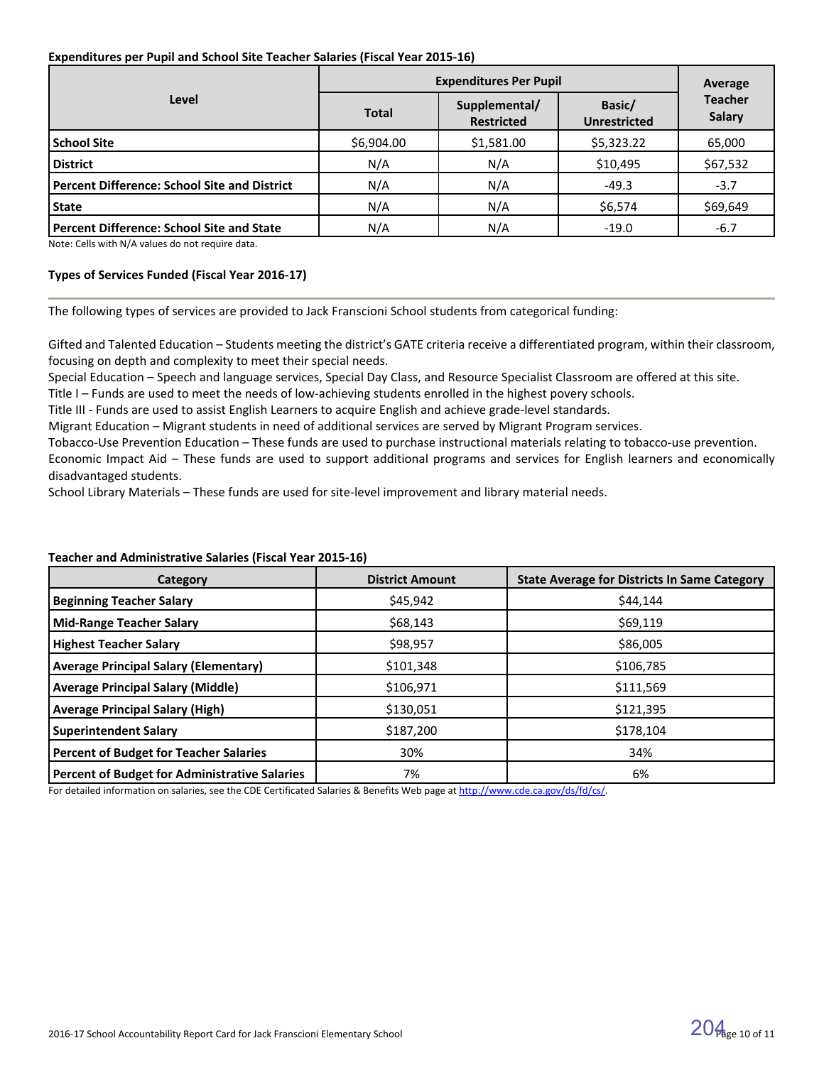**Expenditures per Pupil and School Site Teacher Salaries (Fiscal Year 2015-16)**

| Level | Expenditures Per Pupil | | | Average Teacher Salary |
|---|---|---|---|---|
| | Total | Supplemental/ Restricted | Basic/ Unrestricted | |
| **School Site** | $6,904.00 | $1,581.00 | $5,323.22 | 65,000 |
| **District** | N/A | N/A | $10,495 | $67,532 |
| **Percent Difference: School Site and District** | N/A | N/A | -49.3 | -3.7 |
| **State** | N/A | N/A | $6,574 | $69,649 |
| **Percent Difference: School Site and State** | N/A | N/A | -19.0 | -6.7 |

Note: Cells with N/A values do not require data.

**Types of Services Funded (Fiscal Year 2016-17)**

The following types of services are provided to Jack Franscioni School students from categorical funding:

Gifted and Talented Education – Students meeting the district's GATE criteria receive a differentiated program, within their classroom, focusing on depth and complexity to meet their special needs.
Special Education – Speech and language services, Special Day Class, and Resource Specialist Classroom are offered at this site.
Title I – Funds are used to meet the needs of low-achieving students enrolled in the highest povery schools.
Title III - Funds are used to assist English Learners to acquire English and achieve grade-level standards.
Migrant Education – Migrant students in need of additional services are served by Migrant Program services.
Tobacco-Use Prevention Education – These funds are used to purchase instructional materials relating to tobacco-use prevention.
Economic Impact Aid – These funds are used to support additional programs and services for English learners and economically disadvantaged students.
School Library Materials – These funds are used for site-level improvement and library material needs.

**Teacher and Administrative Salaries (Fiscal Year 2015-16)**

| Category | District Amount | State Average for Districts In Same Category |
|---|---|---|
| **Beginning Teacher Salary** | $45,942 | $44,144 |
| **Mid-Range Teacher Salary** | $68,143 | $69,119 |
| **Highest Teacher Salary** | $98,957 | $86,005 |
| **Average Principal Salary (Elementary)** | $101,348 | $106,785 |
| **Average Principal Salary (Middle)** | $106,971 | $111,569 |
| **Average Principal Salary (High)** | $130,051 | $121,395 |
| **Superintendent Salary** | $187,200 | $178,104 |
| **Percent of Budget for Teacher Salaries** | 30% | 34% |
| **Percent of Budget for Administrative Salaries** | 7% | 6% |

For detailed information on salaries, see the CDE Certificated Salaries & Benefits Web page at http://www.cde.ca.gov/ds/fd/cs/.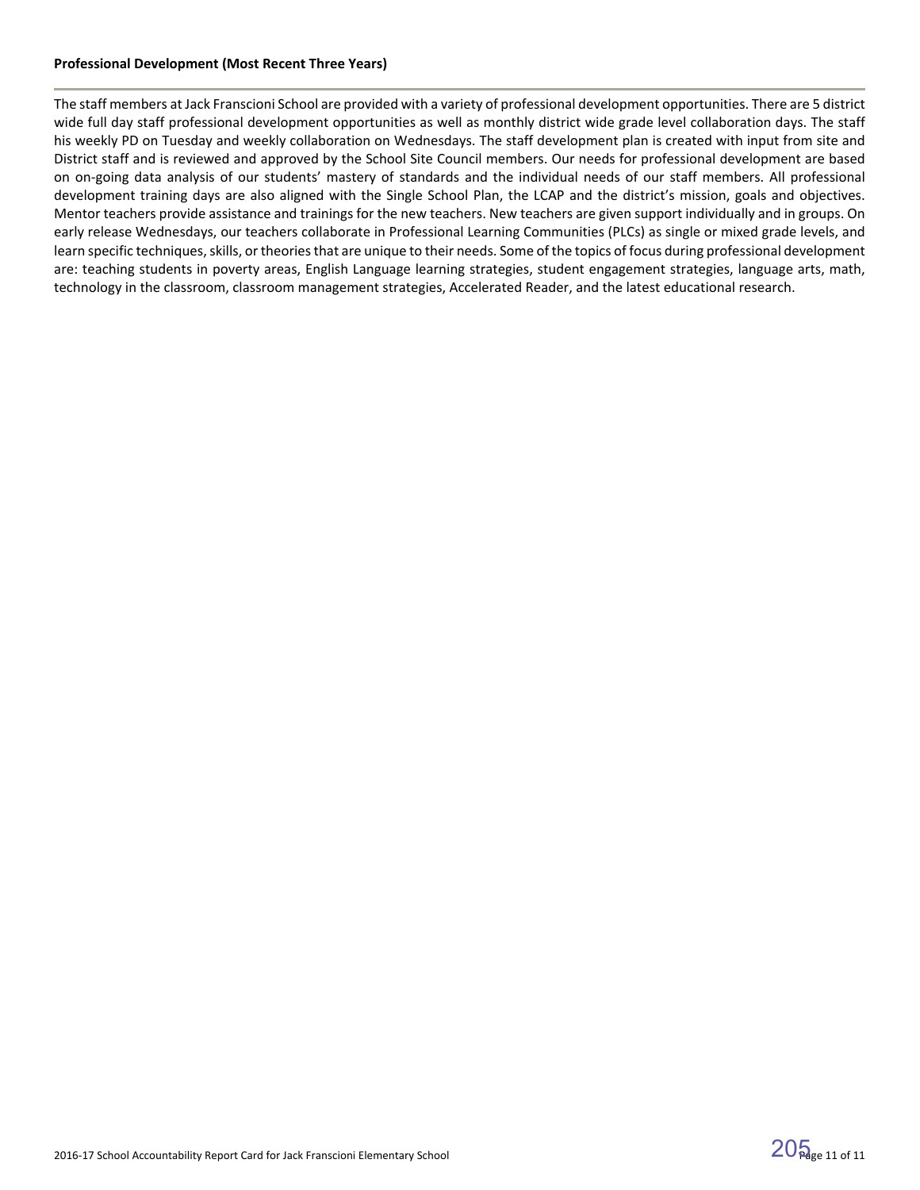**Professional Development (Most Recent Three Years)**

The staff members at Jack Franscioni School are provided with a variety of professional development opportunities. There are 5 district wide full day staff professional development opportunities as well as monthly district wide grade level collaboration days. The staff his weekly PD on Tuesday and weekly collaboration on Wednesdays. The staff development plan is created with input from site and District staff and is reviewed and approved by the School Site Council members. Our needs for professional development are based on on-going data analysis of our students' mastery of standards and the individual needs of our staff members. All professional development training days are also aligned with the Single School Plan, the LCAP and the district's mission, goals and objectives. Mentor teachers provide assistance and trainings for the new teachers. New teachers are given support individually and in groups. On early release Wednesdays, our teachers collaborate in Professional Learning Communities (PLCs) as single or mixed grade levels, and learn specific techniques, skills, or theories that are unique to their needs. Some of the topics of focus during professional development are: teaching students in poverty areas, English Language learning strategies, student engagement strategies, language arts, math, technology in the classroom, classroom management strategies, Accelerated Reader, and the latest educational research.